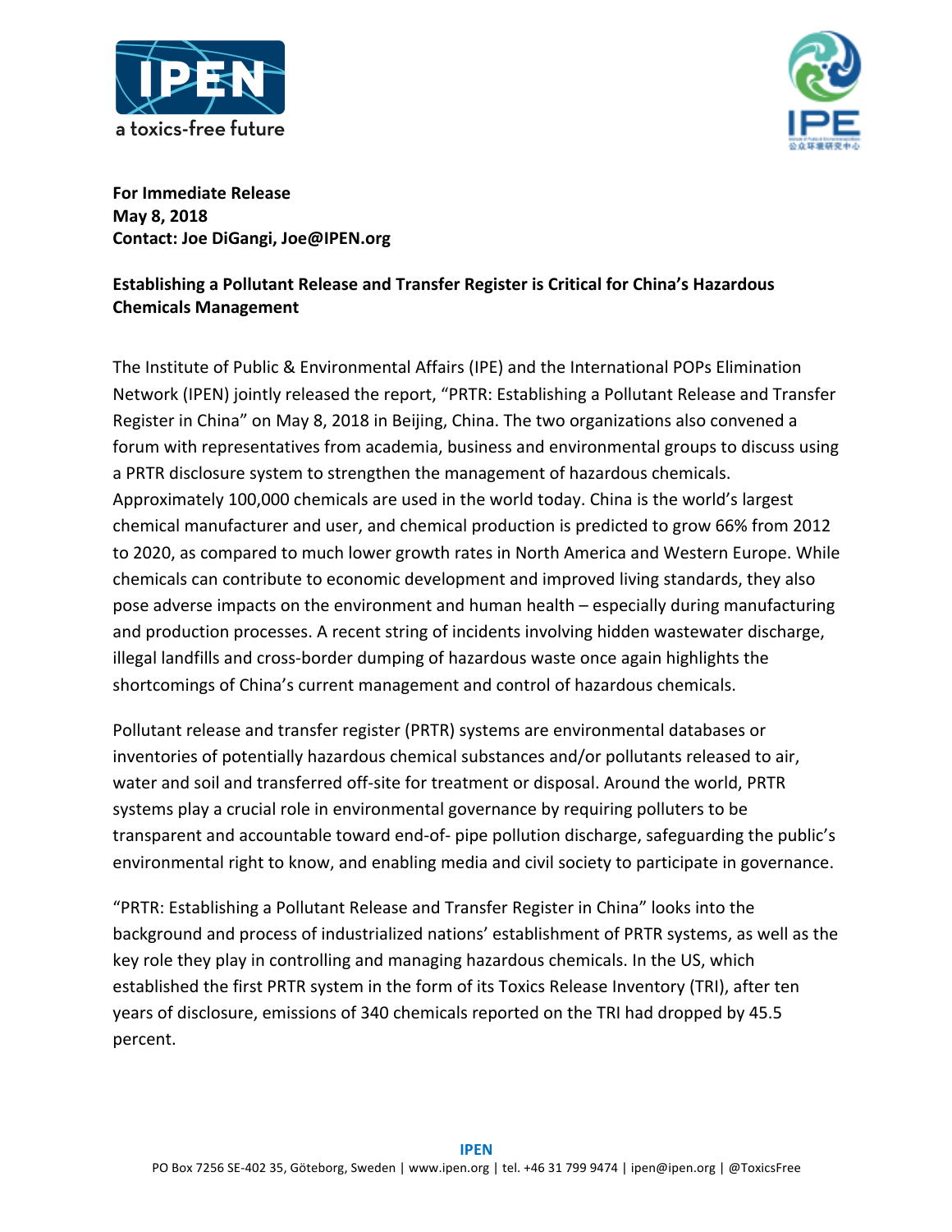**For Immediate Release**
**May 8, 2018**
**Contact: Joe DiGangi, Joe@IPEN.org**

# Establishing a Pollutant Release and Transfer Register is Critical for China's Hazardous Chemicals Management

The Institute of Public & Environmental Affairs (IPE) and the International POPs Elimination Network (IPEN) jointly released the report, "PRTR: Establishing a Pollutant Release and Transfer Register in China" on May 8, 2018 in Beijing, China. The two organizations also convened a forum with representatives from academia, business and environmental groups to discuss using a PRTR disclosure system to strengthen the management of hazardous chemicals. Approximately 100,000 chemicals are used in the world today. China is the world's largest chemical manufacturer and user, and chemical production is predicted to grow 66% from 2012 to 2020, as compared to much lower growth rates in North America and Western Europe. While chemicals can contribute to economic development and improved living standards, they also pose adverse impacts on the environment and human health – especially during manufacturing and production processes. A recent string of incidents involving hidden wastewater discharge, illegal landfills and cross-border dumping of hazardous waste once again highlights the shortcomings of China's current management and control of hazardous chemicals.

Pollutant release and transfer register (PRTR) systems are environmental databases or inventories of potentially hazardous chemical substances and/or pollutants released to air, water and soil and transferred off-site for treatment or disposal. Around the world, PRTR systems play a crucial role in environmental governance by requiring polluters to be transparent and accountable toward end-of- pipe pollution discharge, safeguarding the public's environmental right to know, and enabling media and civil society to participate in governance.

"PRTR: Establishing a Pollutant Release and Transfer Register in China" looks into the background and process of industrialized nations' establishment of PRTR systems, as well as the key role they play in controlling and managing hazardous chemicals. In the US, which established the first PRTR system in the form of its Toxics Release Inventory (TRI), after ten years of disclosure, emissions of 340 chemicals reported on the TRI had dropped by 45.5 percent.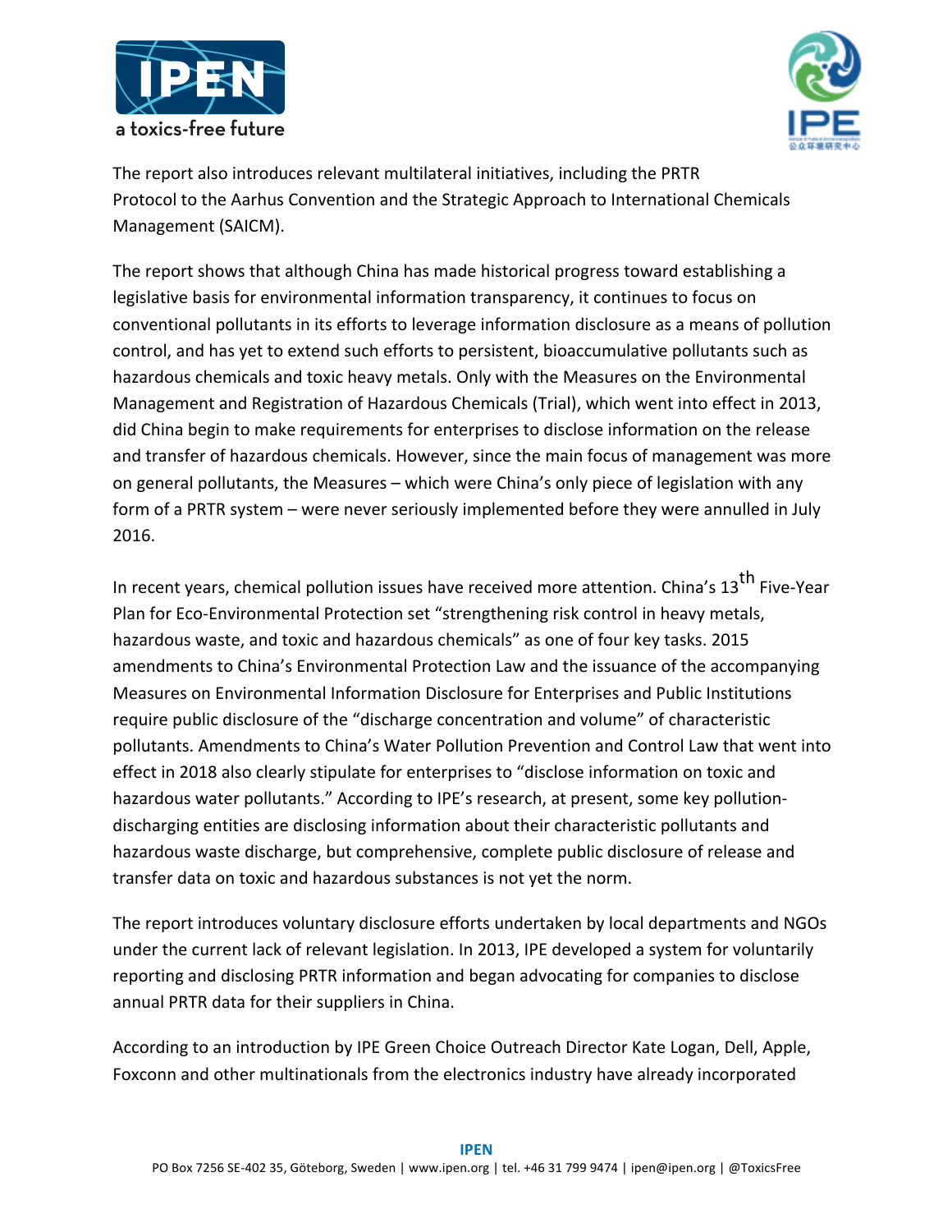The report also introduces relevant multilateral initiatives, including the PRTR Protocol to the Aarhus Convention and the Strategic Approach to International Chemicals Management (SAICM).

The report shows that although China has made historical progress toward establishing a legislative basis for environmental information transparency, it continues to focus on conventional pollutants in its efforts to leverage information disclosure as a means of pollution control, and has yet to extend such efforts to persistent, bioaccumulative pollutants such as hazardous chemicals and toxic heavy metals. Only with the Measures on the Environmental Management and Registration of Hazardous Chemicals (Trial), which went into effect in 2013, did China begin to make requirements for enterprises to disclose information on the release and transfer of hazardous chemicals. However, since the main focus of management was more on general pollutants, the Measures – which were China's only piece of legislation with any form of a PRTR system – were never seriously implemented before they were annulled in July 2016.

In recent years, chemical pollution issues have received more attention. China's 13th Five-Year Plan for Eco-Environmental Protection set "strengthening risk control in heavy metals, hazardous waste, and toxic and hazardous chemicals" as one of four key tasks. 2015 amendments to China's Environmental Protection Law and the issuance of the accompanying Measures on Environmental Information Disclosure for Enterprises and Public Institutions require public disclosure of the "discharge concentration and volume" of characteristic pollutants. Amendments to China's Water Pollution Prevention and Control Law that went into effect in 2018 also clearly stipulate for enterprises to "disclose information on toxic and hazardous water pollutants." According to IPE's research, at present, some key pollution-discharging entities are disclosing information about their characteristic pollutants and hazardous waste discharge, but comprehensive, complete public disclosure of release and transfer data on toxic and hazardous substances is not yet the norm.

The report introduces voluntary disclosure efforts undertaken by local departments and NGOs under the current lack of relevant legislation. In 2013, IPE developed a system for voluntarily reporting and disclosing PRTR information and began advocating for companies to disclose annual PRTR data for their suppliers in China.

According to an introduction by IPE Green Choice Outreach Director Kate Logan, Dell, Apple, Foxconn and other multinationals from the electronics industry have already incorporated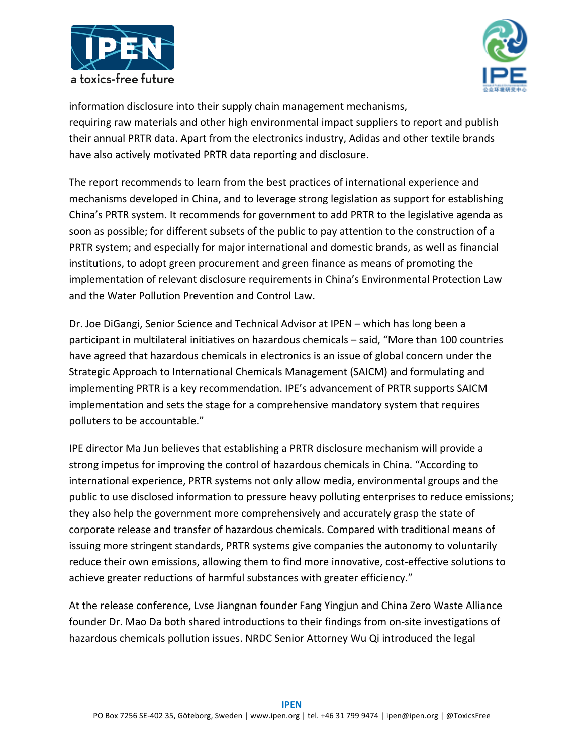information disclosure into their supply chain management mechanisms, requiring raw materials and other high environmental impact suppliers to report and publish their annual PRTR data. Apart from the electronics industry, Adidas and other textile brands have also actively motivated PRTR data reporting and disclosure.

The report recommends to learn from the best practices of international experience and mechanisms developed in China, and to leverage strong legislation as support for establishing China's PRTR system. It recommends for government to add PRTR to the legislative agenda as soon as possible; for different subsets of the public to pay attention to the construction of a PRTR system; and especially for major international and domestic brands, as well as financial institutions, to adopt green procurement and green finance as means of promoting the implementation of relevant disclosure requirements in China's Environmental Protection Law and the Water Pollution Prevention and Control Law.

Dr. Joe DiGangi, Senior Science and Technical Advisor at IPEN – which has long been a participant in multilateral initiatives on hazardous chemicals – said, "More than 100 countries have agreed that hazardous chemicals in electronics is an issue of global concern under the Strategic Approach to International Chemicals Management (SAICM) and formulating and implementing PRTR is a key recommendation. IPE's advancement of PRTR supports SAICM implementation and sets the stage for a comprehensive mandatory system that requires polluters to be accountable."

IPE director Ma Jun believes that establishing a PRTR disclosure mechanism will provide a strong impetus for improving the control of hazardous chemicals in China. "According to international experience, PRTR systems not only allow media, environmental groups and the public to use disclosed information to pressure heavy polluting enterprises to reduce emissions; they also help the government more comprehensively and accurately grasp the state of corporate release and transfer of hazardous chemicals. Compared with traditional means of issuing more stringent standards, PRTR systems give companies the autonomy to voluntarily reduce their own emissions, allowing them to find more innovative, cost-effective solutions to achieve greater reductions of harmful substances with greater efficiency."

At the release conference, Lvse Jiangnan founder Fang Yingjun and China Zero Waste Alliance founder Dr. Mao Da both shared introductions to their findings from on-site investigations of hazardous chemicals pollution issues. NRDC Senior Attorney Wu Qi introduced the legal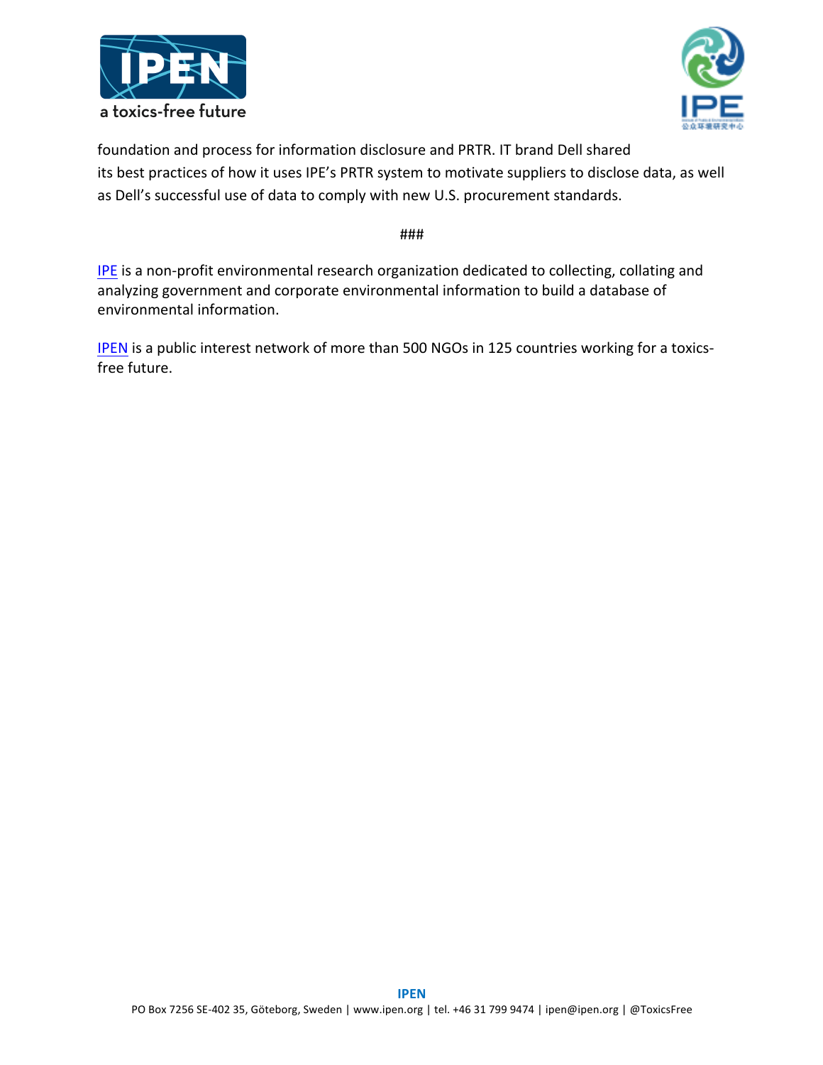foundation and process for information disclosure and PRTR. IT brand Dell shared its best practices of how it uses IPE's PRTR system to motivate suppliers to disclose data, as well as Dell's successful use of data to comply with new U.S. procurement standards.

###

IPE is a non-profit environmental research organization dedicated to collecting, collating and analyzing government and corporate environmental information to build a database of environmental information.

IPEN is a public interest network of more than 500 NGOs in 125 countries working for a toxics-free future.